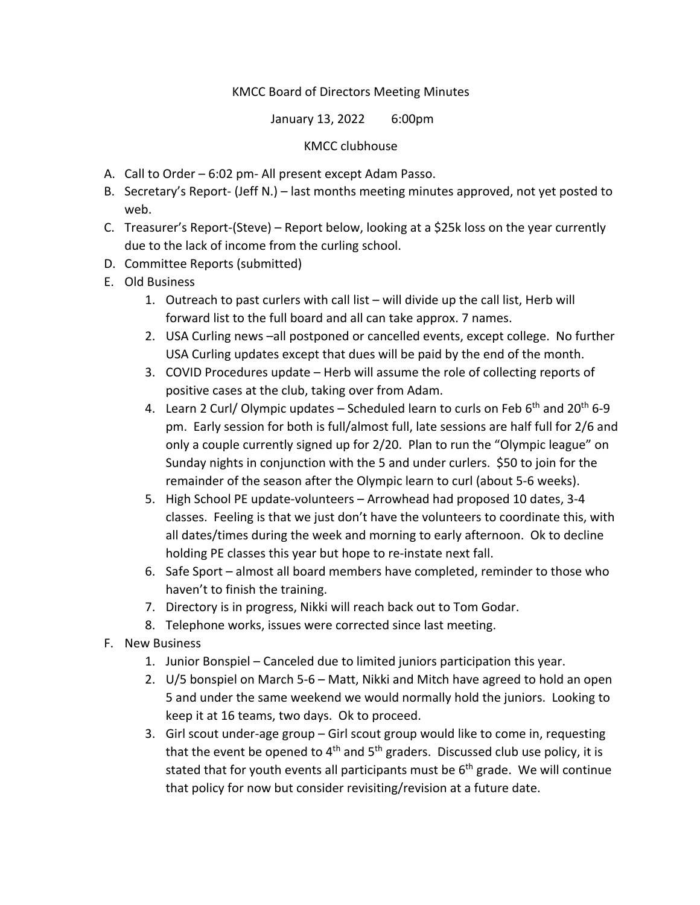KMCC Board of Directors Meeting Minutes

January 13, 2022 6:00pm

KMCC clubhouse

A. Call to Order – 6:02 pm- All present except Adam Passo.
B. Secretary's Report- (Jeff N.) – last months meeting minutes approved, not yet posted to web.
C. Treasurer's Report-(Steve) – Report below, looking at a $25k loss on the year currently due to the lack of income from the curling school.
D. Committee Reports (submitted)
E. Old Business
   1. Outreach to past curlers with call list – will divide up the call list, Herb will forward list to the full board and all can take approx. 7 names.
   2. USA Curling news –all postponed or cancelled events, except college. No further USA Curling updates except that dues will be paid by the end of the month.
   3. COVID Procedures update – Herb will assume the role of collecting reports of positive cases at the club, taking over from Adam.
   4. Learn 2 Curl/ Olympic updates – Scheduled learn to curls on Feb 6th and 20th 6-9 pm. Early session for both is full/almost full, late sessions are half full for 2/6 and only a couple currently signed up for 2/20. Plan to run the "Olympic league" on Sunday nights in conjunction with the 5 and under curlers. $50 to join for the remainder of the season after the Olympic learn to curl (about 5-6 weeks).
   5. High School PE update-volunteers – Arrowhead had proposed 10 dates, 3-4 classes. Feeling is that we just don't have the volunteers to coordinate this, with all dates/times during the week and morning to early afternoon. Ok to decline holding PE classes this year but hope to re-instate next fall.
   6. Safe Sport – almost all board members have completed, reminder to those who haven't to finish the training.
   7. Directory is in progress, Nikki will reach back out to Tom Godar.
   8. Telephone works, issues were corrected since last meeting.
F. New Business
   1. Junior Bonspiel – Canceled due to limited juniors participation this year.
   2. U/5 bonspiel on March 5-6 – Matt, Nikki and Mitch have agreed to hold an open 5 and under the same weekend we would normally hold the juniors. Looking to keep it at 16 teams, two days. Ok to proceed.
   3. Girl scout under-age group – Girl scout group would like to come in, requesting that the event be opened to 4th and 5th graders. Discussed club use policy, it is stated that for youth events all participants must be 6th grade. We will continue that policy for now but consider revisiting/revision at a future date.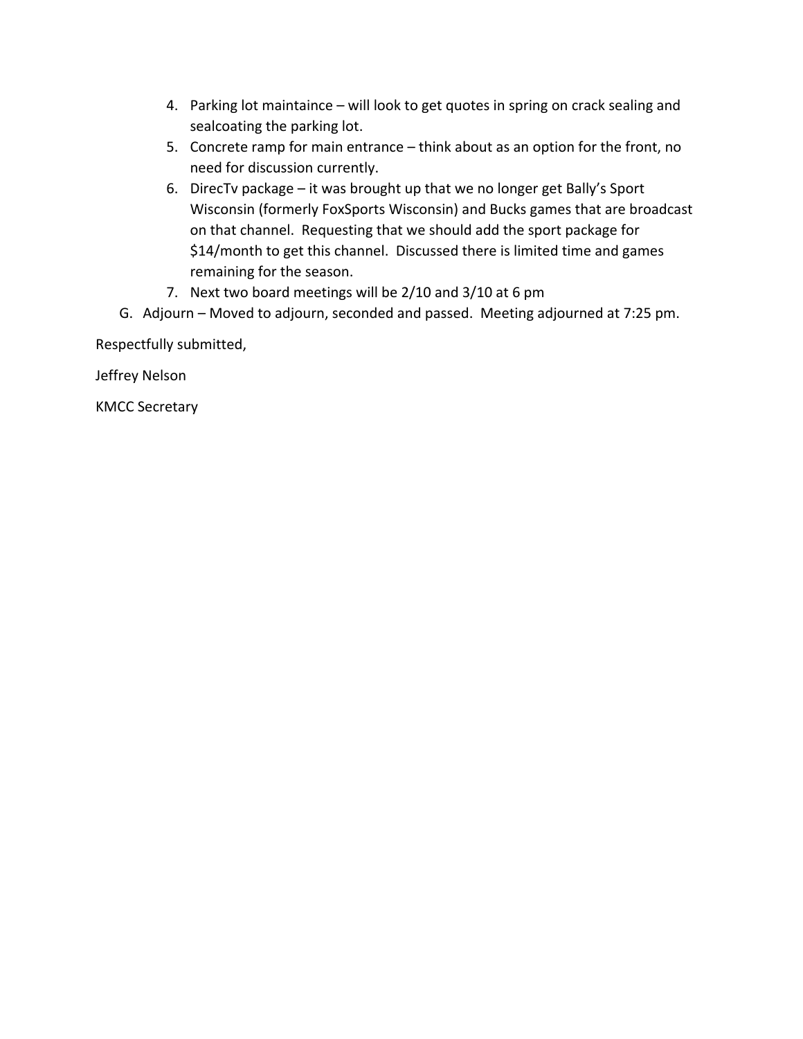4. Parking lot maintaince – will look to get quotes in spring on crack sealing and sealcoating the parking lot.
5. Concrete ramp for main entrance – think about as an option for the front, no need for discussion currently.
6. DirecTv package – it was brought up that we no longer get Bally's Sport Wisconsin (formerly FoxSports Wisconsin) and Bucks games that are broadcast on that channel. Requesting that we should add the sport package for $14/month to get this channel. Discussed there is limited time and games remaining for the season.
7. Next two board meetings will be 2/10 and 3/10 at 6 pm

G. Adjourn – Moved to adjourn, seconded and passed. Meeting adjourned at 7:25 pm.

Respectfully submitted,

Jeffrey Nelson

KMCC Secretary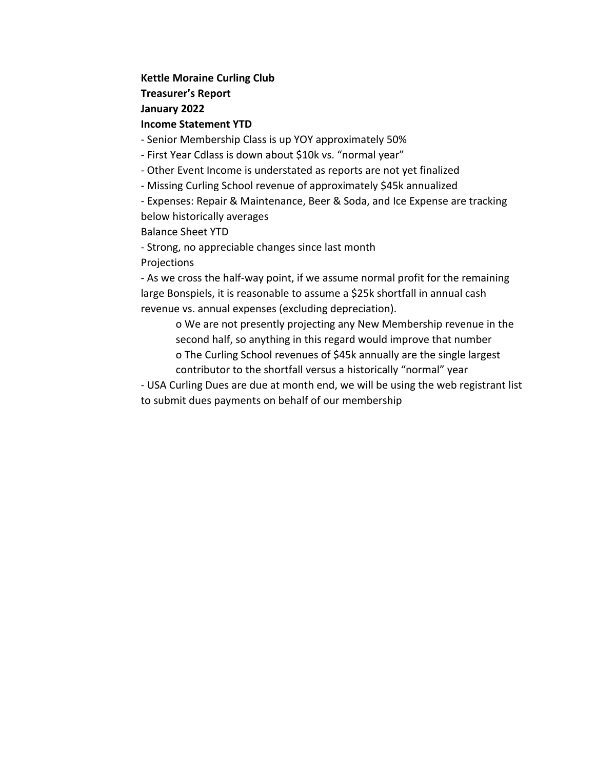**Kettle Moraine Curling Club**

**Treasurer's Report**

**January 2022**

**Income Statement YTD**

- Senior Membership Class is up YOY approximately 50%
- First Year Cdlass is down about $10k vs. "normal year"
- Other Event Income is understated as reports are not yet finalized
- Missing Curling School revenue of approximately $45k annualized
- Expenses: Repair & Maintenance, Beer & Soda, and Ice Expense are tracking below historically averages

Balance Sheet YTD

- Strong, no appreciable changes since last month

Projections

- As we cross the half-way point, if we assume normal profit for the remaining large Bonspiels, it is reasonable to assume a $25k shortfall in annual cash revenue vs. annual expenses (excluding depreciation).
    - o We are not presently projecting any New Membership revenue in the second half, so anything in this regard would improve that number
    - o The Curling School revenues of $45k annually are the single largest contributor to the shortfall versus a historically "normal" year
- USA Curling Dues are due at month end, we will be using the web registrant list to submit dues payments on behalf of our membership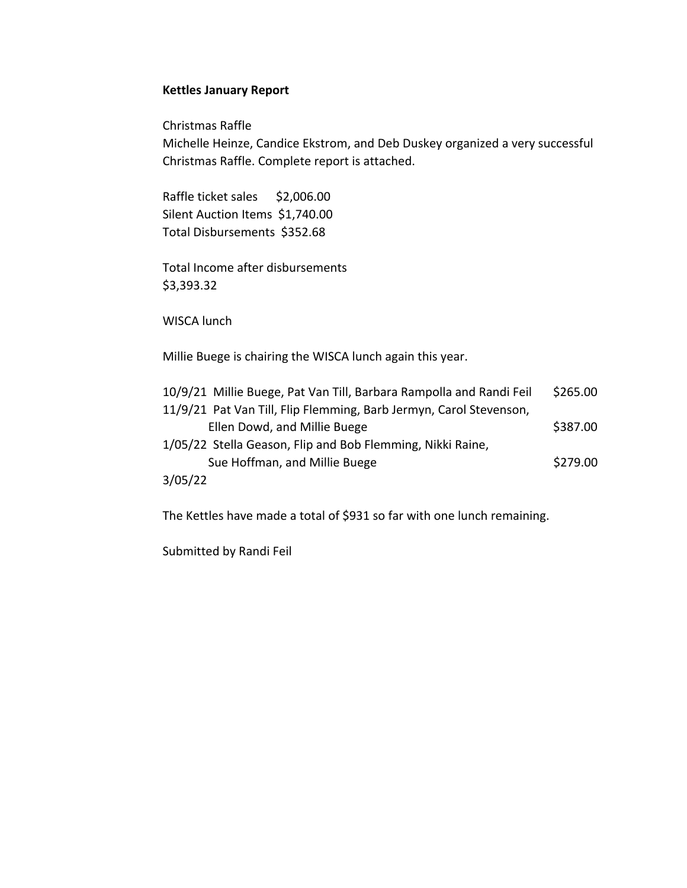**Kettles January Report**

Christmas Raffle
Michelle Heinze, Candice Ekstrom, and Deb Duskey organized a very successful Christmas Raffle. Complete report is attached.

Raffle ticket sales $2,006.00
Silent Auction Items $1,740.00
Total Disbursements $352.68

Total Income after disbursements
$3,393.32

WISCA lunch

Millie Buege is chairing the WISCA lunch again this year.

| Date | Volunteers | Amount |
| --- | --- | --- |
| 10/9/21 | Millie Buege, Pat Van Till, Barbara Rampolla and Randi Feil | $265.00 |
| 11/9/21 | Pat Van Till, Flip Flemming, Barb Jermyn, Carol Stevenson, Ellen Dowd, and Millie Buege | $387.00 |
| 1/05/22 | Stella Geason, Flip and Bob Flemming, Nikki Raine, Sue Hoffman, and Millie Buege | $279.00 |
| 3/05/22 | | |

The Kettles have made a total of $931 so far with one lunch remaining.

Submitted by Randi Feil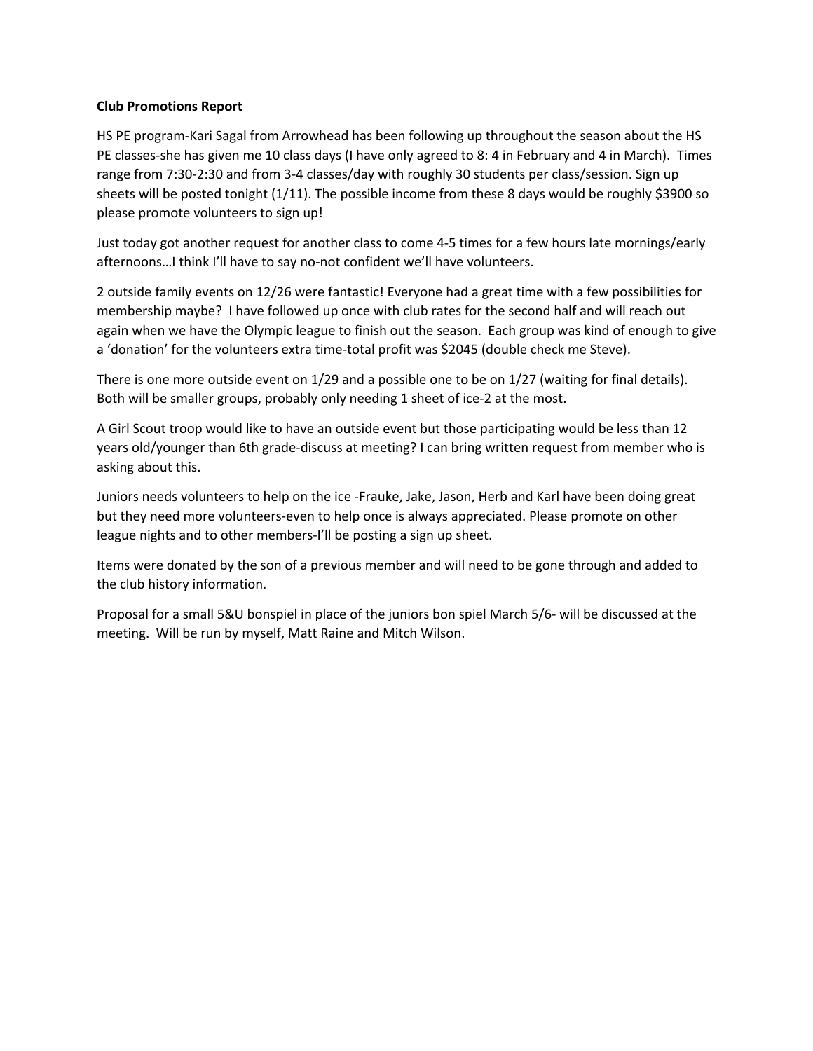**Club Promotions Report**

HS PE program-Kari Sagal from Arrowhead has been following up throughout the season about the HS PE classes-she has given me 10 class days (I have only agreed to 8: 4 in February and 4 in March). Times range from 7:30-2:30 and from 3-4 classes/day with roughly 30 students per class/session. Sign up sheets will be posted tonight (1/11). The possible income from these 8 days would be roughly $3900 so please promote volunteers to sign up!

Just today got another request for another class to come 4-5 times for a few hours late mornings/early afternoons…I think I'll have to say no-not confident we'll have volunteers.

2 outside family events on 12/26 were fantastic! Everyone had a great time with a few possibilities for membership maybe? I have followed up once with club rates for the second half and will reach out again when we have the Olympic league to finish out the season. Each group was kind of enough to give a 'donation' for the volunteers extra time-total profit was $2045 (double check me Steve).

There is one more outside event on 1/29 and a possible one to be on 1/27 (waiting for final details). Both will be smaller groups, probably only needing 1 sheet of ice-2 at the most.

A Girl Scout troop would like to have an outside event but those participating would be less than 12 years old/younger than 6th grade-discuss at meeting? I can bring written request from member who is asking about this.

Juniors needs volunteers to help on the ice -Frauke, Jake, Jason, Herb and Karl have been doing great but they need more volunteers-even to help once is always appreciated. Please promote on other league nights and to other members-I'll be posting a sign up sheet.

Items were donated by the son of a previous member and will need to be gone through and added to the club history information.

Proposal for a small 5&U bonspiel in place of the juniors bon spiel March 5/6- will be discussed at the meeting. Will be run by myself, Matt Raine and Mitch Wilson.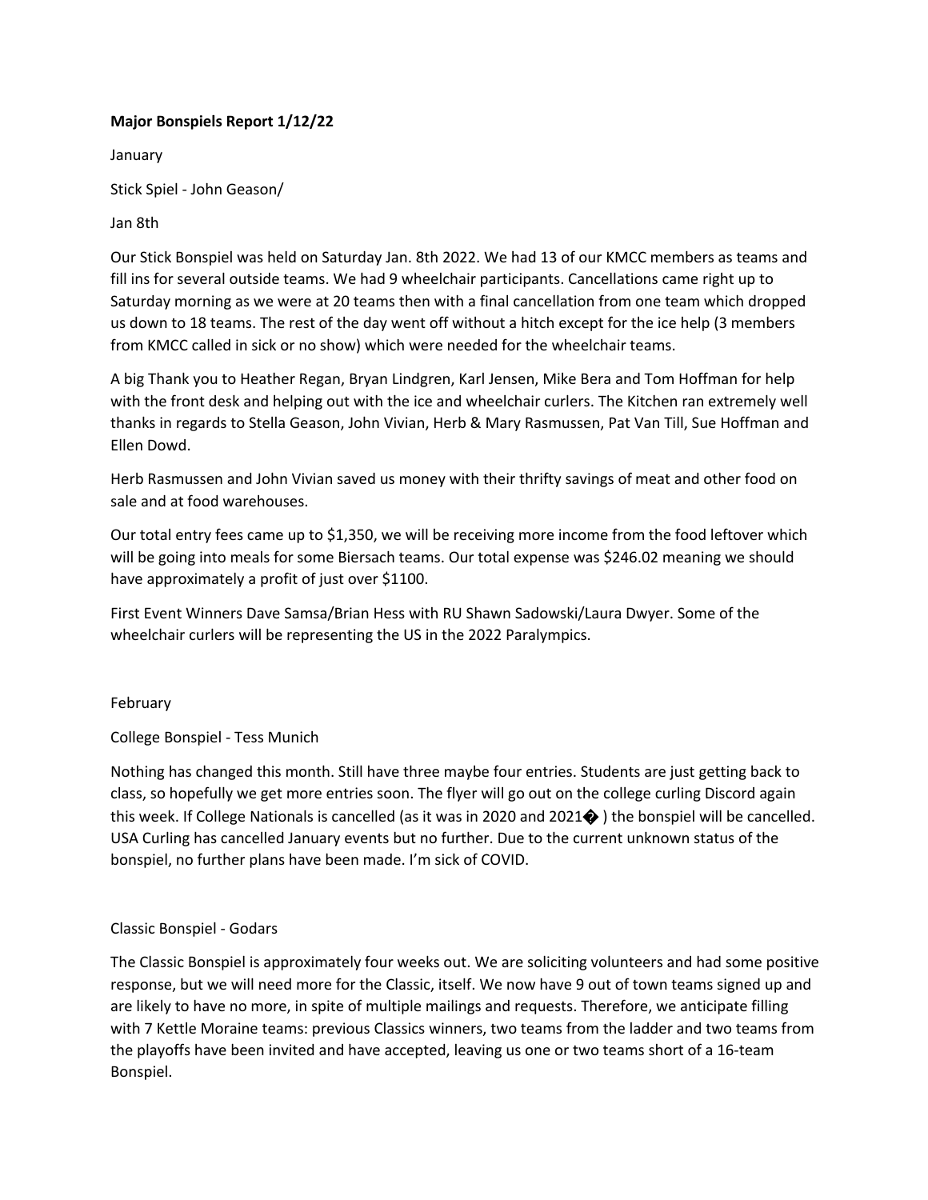**Major Bonspiels Report 1/12/22**

January

Stick Spiel - John Geason/

Jan 8th

Our Stick Bonspiel was held on Saturday Jan. 8th 2022. We had 13 of our KMCC members as teams and fill ins for several outside teams. We had 9 wheelchair participants. Cancellations came right up to Saturday morning as we were at 20 teams then with a final cancellation from one team which dropped us down to 18 teams. The rest of the day went off without a hitch except for the ice help (3 members from KMCC called in sick or no show) which were needed for the wheelchair teams.

A big Thank you to Heather Regan, Bryan Lindgren, Karl Jensen, Mike Bera and Tom Hoffman for help with the front desk and helping out with the ice and wheelchair curlers. The Kitchen ran extremely well thanks in regards to Stella Geason, John Vivian, Herb & Mary Rasmussen, Pat Van Till, Sue Hoffman and Ellen Dowd.

Herb Rasmussen and John Vivian saved us money with their thrifty savings of meat and other food on sale and at food warehouses.

Our total entry fees came up to $1,350, we will be receiving more income from the food leftover which will be going into meals for some Biersach teams. Our total expense was $246.02 meaning we should have approximately a profit of just over $1100.

First Event Winners Dave Samsa/Brian Hess with RU Shawn Sadowski/Laura Dwyer. Some of the wheelchair curlers will be representing the US in the 2022 Paralympics.

February

College Bonspiel - Tess Munich

Nothing has changed this month. Still have three maybe four entries. Students are just getting back to class, so hopefully we get more entries soon. The flyer will go out on the college curling Discord again this week. If College Nationals is cancelled (as it was in 2020 and 2021� ) the bonspiel will be cancelled. USA Curling has cancelled January events but no further. Due to the current unknown status of the bonspiel, no further plans have been made. I'm sick of COVID.

Classic Bonspiel - Godars

The Classic Bonspiel is approximately four weeks out. We are soliciting volunteers and had some positive response, but we will need more for the Classic, itself. We now have 9 out of town teams signed up and are likely to have no more, in spite of multiple mailings and requests. Therefore, we anticipate filling with 7 Kettle Moraine teams: previous Classics winners, two teams from the ladder and two teams from the playoffs have been invited and have accepted, leaving us one or two teams short of a 16-team Bonspiel.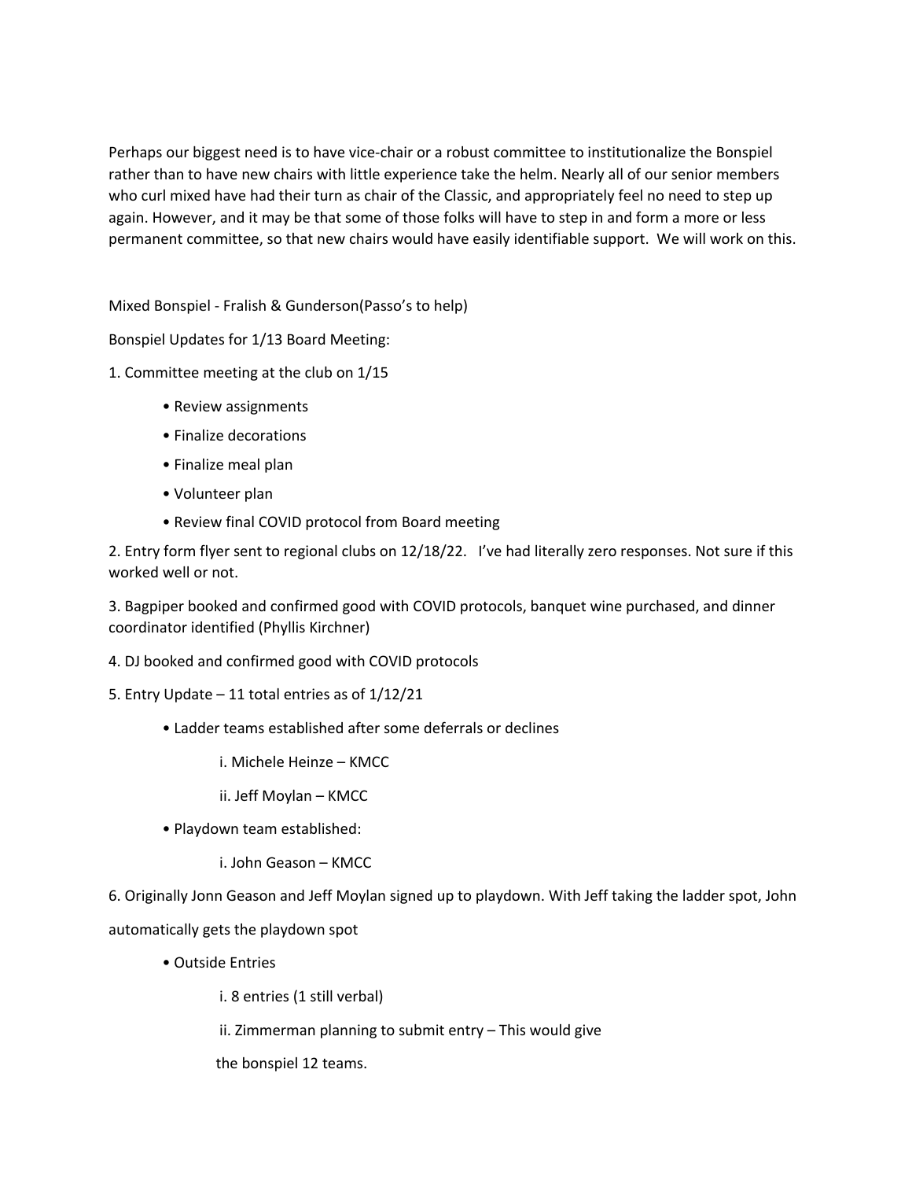Perhaps our biggest need is to have vice-chair or a robust committee to institutionalize the Bonspiel rather than to have new chairs with little experience take the helm. Nearly all of our senior members who curl mixed have had their turn as chair of the Classic, and appropriately feel no need to step up again. However, and it may be that some of those folks will have to step in and form a more or less permanent committee, so that new chairs would have easily identifiable support. We will work on this.

Mixed Bonspiel - Fralish & Gunderson(Passo's to help)

Bonspiel Updates for 1/13 Board Meeting:

1. Committee meeting at the club on 1/15
    - Review assignments
    - Finalize decorations
    - Finalize meal plan
    - Volunteer plan
    - Review final COVID protocol from Board meeting

2. Entry form flyer sent to regional clubs on 12/18/22. I've had literally zero responses. Not sure if this worked well or not.

3. Bagpiper booked and confirmed good with COVID protocols, banquet wine purchased, and dinner coordinator identified (Phyllis Kirchner)

4. DJ booked and confirmed good with COVID protocols

5. Entry Update – 11 total entries as of 1/12/21
    - Ladder teams established after some deferrals or declines
        - i. Michele Heinze – KMCC
        - ii. Jeff Moylan – KMCC
    - Playdown team established:
        - i. John Geason – KMCC

6. Originally Jonn Geason and Jeff Moylan signed up to playdown. With Jeff taking the ladder spot, John automatically gets the playdown spot
    - Outside Entries
        - i. 8 entries (1 still verbal)
        - ii. Zimmerman planning to submit entry – This would give the bonspiel 12 teams.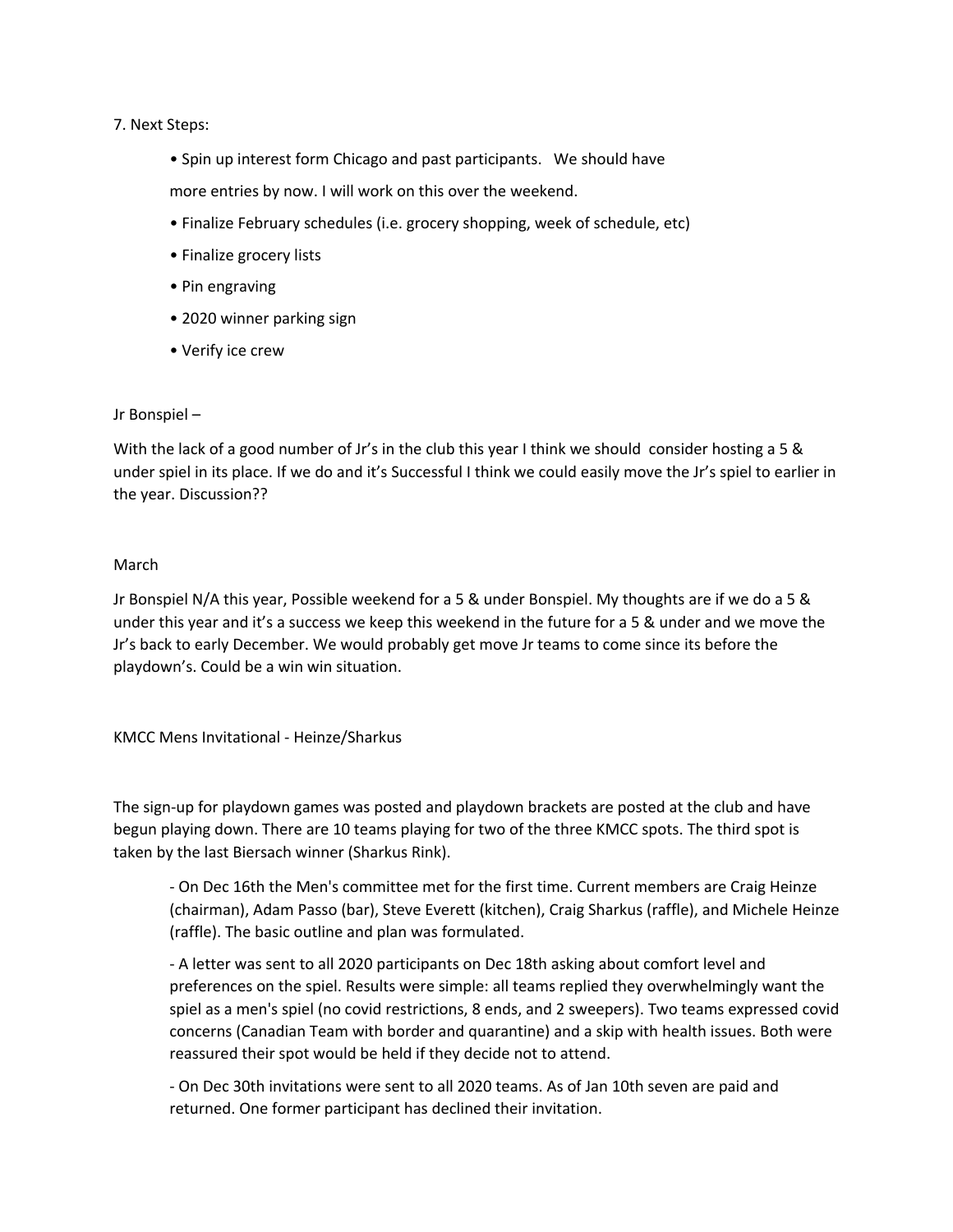7. Next Steps:

- Spin up interest form Chicago and past participants.   We should have more entries by now. I will work on this over the weekend.
- Finalize February schedules (i.e. grocery shopping, week of schedule, etc)
- Finalize grocery lists
- Pin engraving
- 2020 winner parking sign
- Verify ice crew

Jr Bonspiel –

With the lack of a good number of Jr's in the club this year I think we should  consider hosting a 5 & under spiel in its place. If we do and it's Successful I think we could easily move the Jr's spiel to earlier in the year. Discussion??

March

Jr Bonspiel N/A this year, Possible weekend for a 5 & under Bonspiel. My thoughts are if we do a 5 & under this year and it's a success we keep this weekend in the future for a 5 & under and we move the Jr's back to early December. We would probably get move Jr teams to come since its before the playdown's. Could be a win win situation.

KMCC Mens Invitational - Heinze/Sharkus

The sign-up for playdown games was posted and playdown brackets are posted at the club and have begun playing down. There are 10 teams playing for two of the three KMCC spots. The third spot is taken by the last Biersach winner (Sharkus Rink).

> - On Dec 16th the Men's committee met for the first time. Current members are Craig Heinze (chairman), Adam Passo (bar), Steve Everett (kitchen), Craig Sharkus (raffle), and Michele Heinze (raffle). The basic outline and plan was formulated.
>
> - A letter was sent to all 2020 participants on Dec 18th asking about comfort level and preferences on the spiel. Results were simple: all teams replied they overwhelmingly want the spiel as a men's spiel (no covid restrictions, 8 ends, and 2 sweepers). Two teams expressed covid concerns (Canadian Team with border and quarantine) and a skip with health issues. Both were reassured their spot would be held if they decide not to attend.
>
> - On Dec 30th invitations were sent to all 2020 teams. As of Jan 10th seven are paid and returned. One former participant has declined their invitation.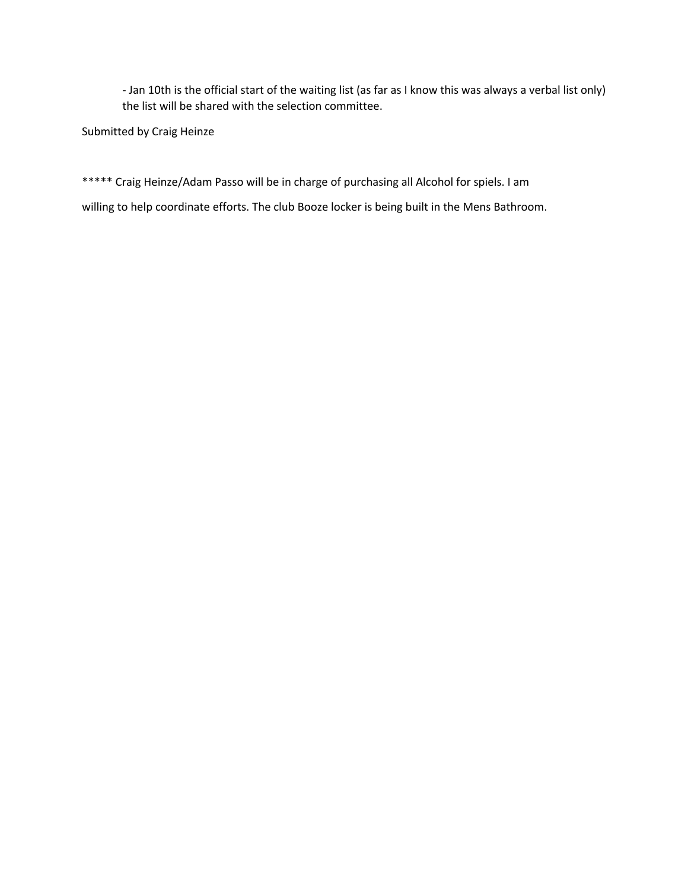- Jan 10th is the official start of the waiting list (as far as I know this was always a verbal list only) the list will be shared with the selection committee.

Submitted by Craig Heinze

***** Craig Heinze/Adam Passo will be in charge of purchasing all Alcohol for spiels. I am

willing to help coordinate efforts. The club Booze locker is being built in the Mens Bathroom.